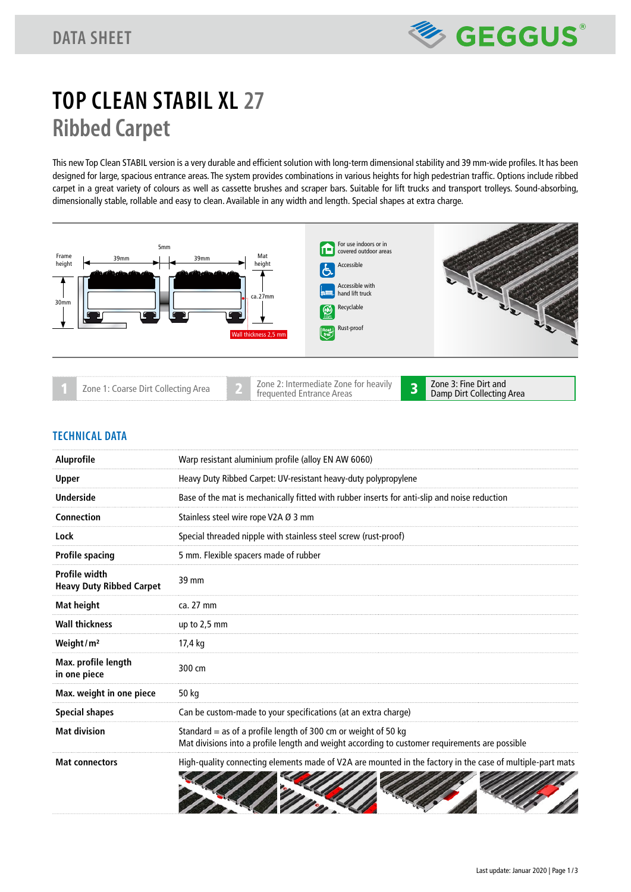# TOP CLEAN STABIL XL 27
## Ribbed Carpet

This new Top Clean STABIL version is a very durable and efficient solution with long-term dimensional stability and 39 mm-wide profiles. It has been designed for large, spacious entrance areas. The system provides combinations in various heights for high pedestrian traffic. Options include ribbed carpet in a great variety of colours as well as cassette brushes and scraper bars. Suitable for lift trucks and transport trolleys. Sound-absorbing, dimensionally stable, rollable and easy to clean. Available in any width and length. Special shapes at extra charge.

Frame height 30mm | 39mm | 5mm | 39mm | Mat height ca. 27mm | Wall thickness 2,5 mm

- For use indoors or in covered outdoor areas
- Accessible
- Accessible with hand lift truck
- Recyclable
- Rust-proof

1 Zone 1: Coarse Dirt Collecting Area | 2 Zone 2: Intermediate Zone for heavily frequented Entrance Areas | 3 Zone 3: Fine Dirt and Damp Dirt Collecting Area

## TECHNICAL DATA

| | |
|---|---|
| **Aluprofile** | Warp resistant aluminium profile (alloy EN AW 6060) |
| **Upper** | Heavy Duty Ribbed Carpet: UV-resistant heavy-duty polypropylene |
| **Underside** | Base of the mat is mechanically fitted with rubber inserts for anti-slip and noise reduction |
| **Connection** | Stainless steel wire rope V2A Ø 3 mm |
| **Lock** | Special threaded nipple with stainless steel screw (rust-proof) |
| **Profile spacing** | 5 mm. Flexible spacers made of rubber |
| **Profile width Heavy Duty Ribbed Carpet** | 39 mm |
| **Mat height** | ca. 27 mm |
| **Wall thickness** | up to 2,5 mm |
| **Weight / m²** | 17,4 kg |
| **Max. profile length in one piece** | 300 cm |
| **Max. weight in one piece** | 50 kg |
| **Special shapes** | Can be custom-made to your specifications (at an extra charge) |
| **Mat division** | Standard = as of a profile length of 300 cm or weight of 50 kg<br>Mat divisions into a profile length and weight according to customer requirements are possible |
| **Mat connectors** | High-quality connecting elements made of V2A are mounted in the factory in the case of multiple-part mats |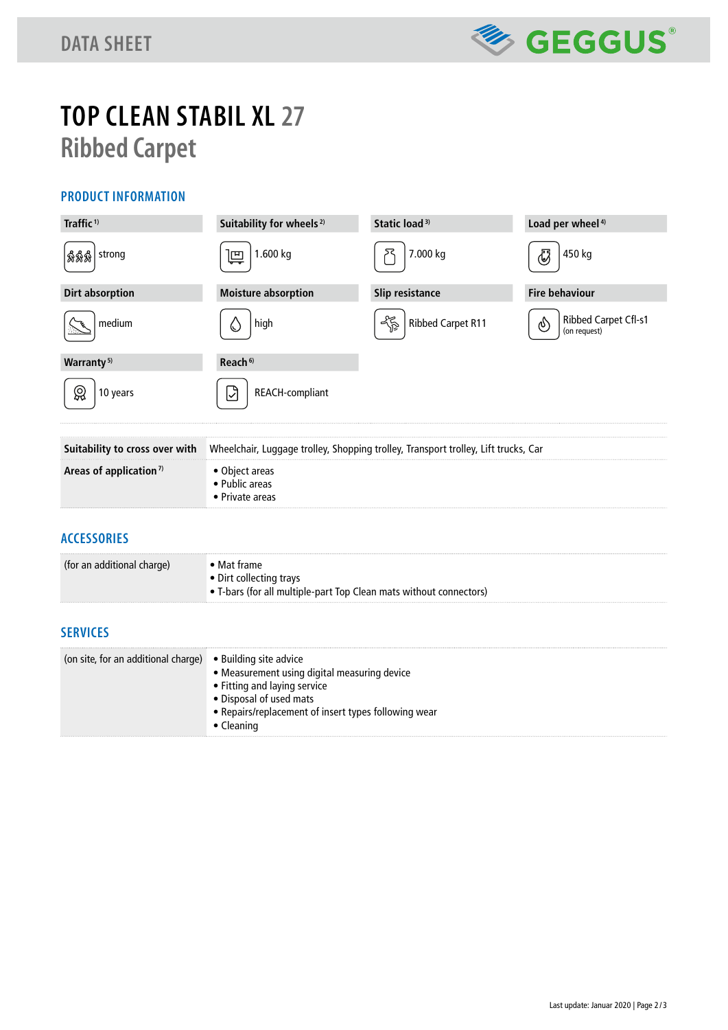DATA SHEET

# TOP CLEAN STABIL XL 27
## Ribbed Carpet

### PRODUCT INFORMATION

| Traffic [1] | Suitability for wheels [2] | Static load [3] | Load per wheel [4] |
|---|---|---|---|
| strong | 1.600 kg | 7.000 kg | 450 kg |
| **Dirt absorption** | **Moisture absorption** | **Slip resistance** | **Fire behaviour** |
| medium | high | Ribbed Carpet R11 | Ribbed Carpet Cfl-s1 (on request) |
| **Warranty [5]** | **Reach [6]** | | |
| 10 years | REACH-compliant | | |

| | |
|---|---|
| **Suitability to cross over with** | Wheelchair, Luggage trolley, Shopping trolley, Transport trolley, Lift trucks, Car |
| **Areas of application [7]** | • Object areas<br>• Public areas<br>• Private areas |

### ACCESSORIES

| | |
|---|---|
| (for an additional charge) | • Mat frame<br>• Dirt collecting trays<br>• T-bars (for all multiple-part Top Clean mats without connectors) |

### SERVICES

| | |
|---|---|
| (on site, for an additional charge) | • Building site advice<br>• Measurement using digital measuring device<br>• Fitting and laying service<br>• Disposal of used mats<br>• Repairs/replacement of insert types following wear<br>• Cleaning |

Last update: Januar 2020